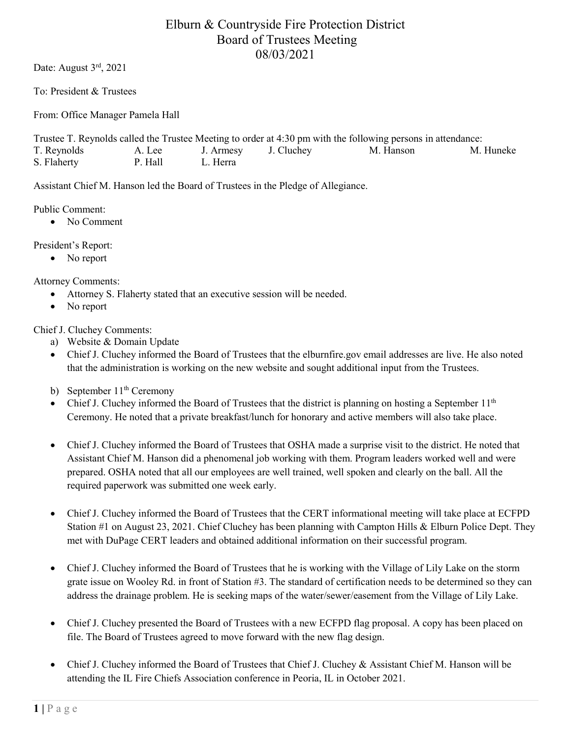# Elburn & Countryside Fire Protection District
## Board of Trustees Meeting
## 08/03/2021

Date: August 3rd, 2021

To: President & Trustees

From: Office Manager Pamela Hall

Trustee T. Reynolds called the Trustee Meeting to order at 4:30 pm with the following persons in attendance:

| | | | | | |
|---|---|---|---|---|---|
| T. Reynolds | A. Lee | J. Armesy | J. Cluchey | M. Hanson | M. Huneke |
| S. Flaherty | P. Hall | L. Herra | | | |

Assistant Chief M. Hanson led the Board of Trustees in the Pledge of Allegiance.

Public Comment:

- No Comment

President's Report:

- No report

Attorney Comments:

- Attorney S. Flaherty stated that an executive session will be needed.
- No report

Chief J. Cluchey Comments:

a) Website & Domain Update

- Chief J. Cluchey informed the Board of Trustees that the elburnfire.gov email addresses are live. He also noted that the administration is working on the new website and sought additional input from the Trustees.

b) September 11th Ceremony

- Chief J. Cluchey informed the Board of Trustees that the district is planning on hosting a September 11th Ceremony. He noted that a private breakfast/lunch for honorary and active members will also take place.

- Chief J. Cluchey informed the Board of Trustees that OSHA made a surprise visit to the district. He noted that Assistant Chief M. Hanson did a phenomenal job working with them. Program leaders worked well and were prepared. OSHA noted that all our employees are well trained, well spoken and clearly on the ball. All the required paperwork was submitted one week early.

- Chief J. Cluchey informed the Board of Trustees that the CERT informational meeting will take place at ECFPD Station #1 on August 23, 2021. Chief Cluchey has been planning with Campton Hills & Elburn Police Dept. They met with DuPage CERT leaders and obtained additional information on their successful program.

- Chief J. Cluchey informed the Board of Trustees that he is working with the Village of Lily Lake on the storm grate issue on Wooley Rd. in front of Station #3. The standard of certification needs to be determined so they can address the drainage problem. He is seeking maps of the water/sewer/easement from the Village of Lily Lake.

- Chief J. Cluchey presented the Board of Trustees with a new ECFPD flag proposal. A copy has been placed on file. The Board of Trustees agreed to move forward with the new flag design.

- Chief J. Cluchey informed the Board of Trustees that Chief J. Cluchey & Assistant Chief M. Hanson will be attending the IL Fire Chiefs Association conference in Peoria, IL in October 2021.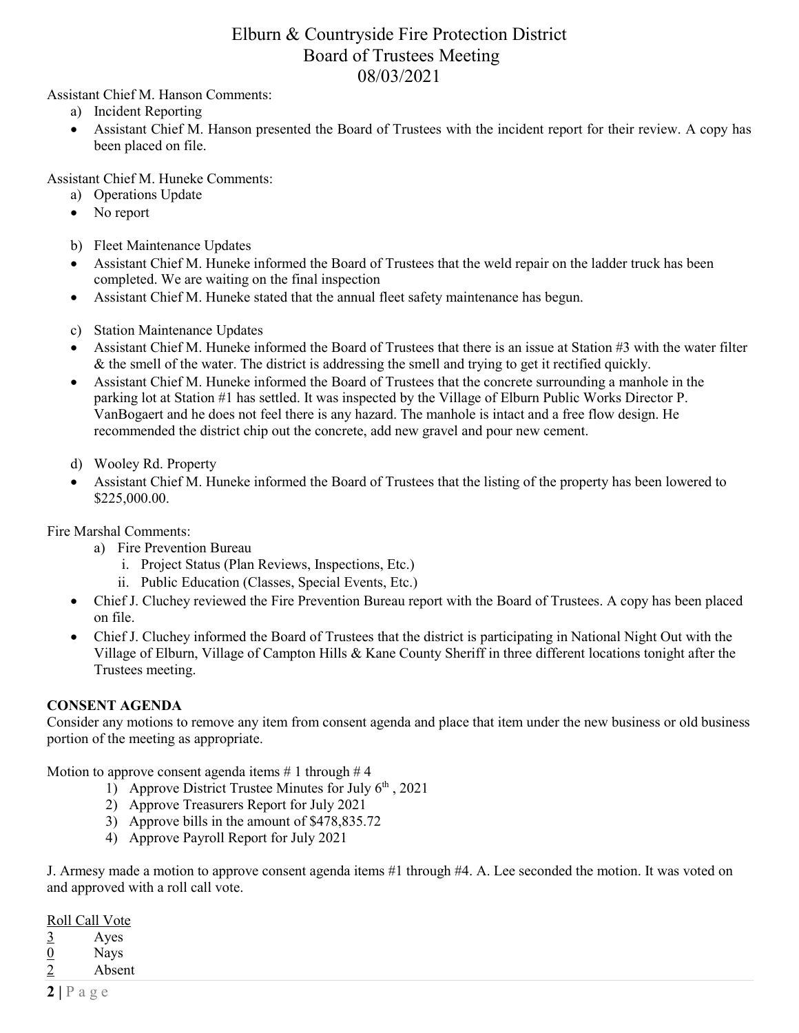Assistant Chief M. Hanson Comments:

a) Incident Reporting

- Assistant Chief M. Hanson presented the Board of Trustees with the incident report for their review. A copy has been placed on file.

Assistant Chief M. Huneke Comments:

a) Operations Update

- No report

b) Fleet Maintenance Updates

- Assistant Chief M. Huneke informed the Board of Trustees that the weld repair on the ladder truck has been completed. We are waiting on the final inspection
- Assistant Chief M. Huneke stated that the annual fleet safety maintenance has begun.

c) Station Maintenance Updates

- Assistant Chief M. Huneke informed the Board of Trustees that there is an issue at Station #3 with the water filter & the smell of the water. The district is addressing the smell and trying to get it rectified quickly.
- Assistant Chief M. Huneke informed the Board of Trustees that the concrete surrounding a manhole in the parking lot at Station #1 has settled. It was inspected by the Village of Elburn Public Works Director P. VanBogaert and he does not feel there is any hazard. The manhole is intact and a free flow design. He recommended the district chip out the concrete, add new gravel and pour new cement.

d) Wooley Rd. Property

- Assistant Chief M. Huneke informed the Board of Trustees that the listing of the property has been lowered to $225,000.00.

Fire Marshal Comments:

a) Fire Prevention Bureau
   i. Project Status (Plan Reviews, Inspections, Etc.)
   ii. Public Education (Classes, Special Events, Etc.)

- Chief J. Cluchey reviewed the Fire Prevention Bureau report with the Board of Trustees. A copy has been placed on file.
- Chief J. Cluchey informed the Board of Trustees that the district is participating in National Night Out with the Village of Elburn, Village of Campton Hills & Kane County Sheriff in three different locations tonight after the Trustees meeting.

**CONSENT AGENDA**

Consider any motions to remove any item from consent agenda and place that item under the new business or old business portion of the meeting as appropriate.

Motion to approve consent agenda items # 1 through # 4

1) Approve District Trustee Minutes for July 6th , 2021
2) Approve Treasurers Report for July 2021
3) Approve bills in the amount of $478,835.72
4) Approve Payroll Report for July 2021

J. Armesy made a motion to approve consent agenda items #1 through #4. A. Lee seconded the motion. It was voted on and approved with a roll call vote.

Roll Call Vote

3 Ayes

0 Nays

2 Absent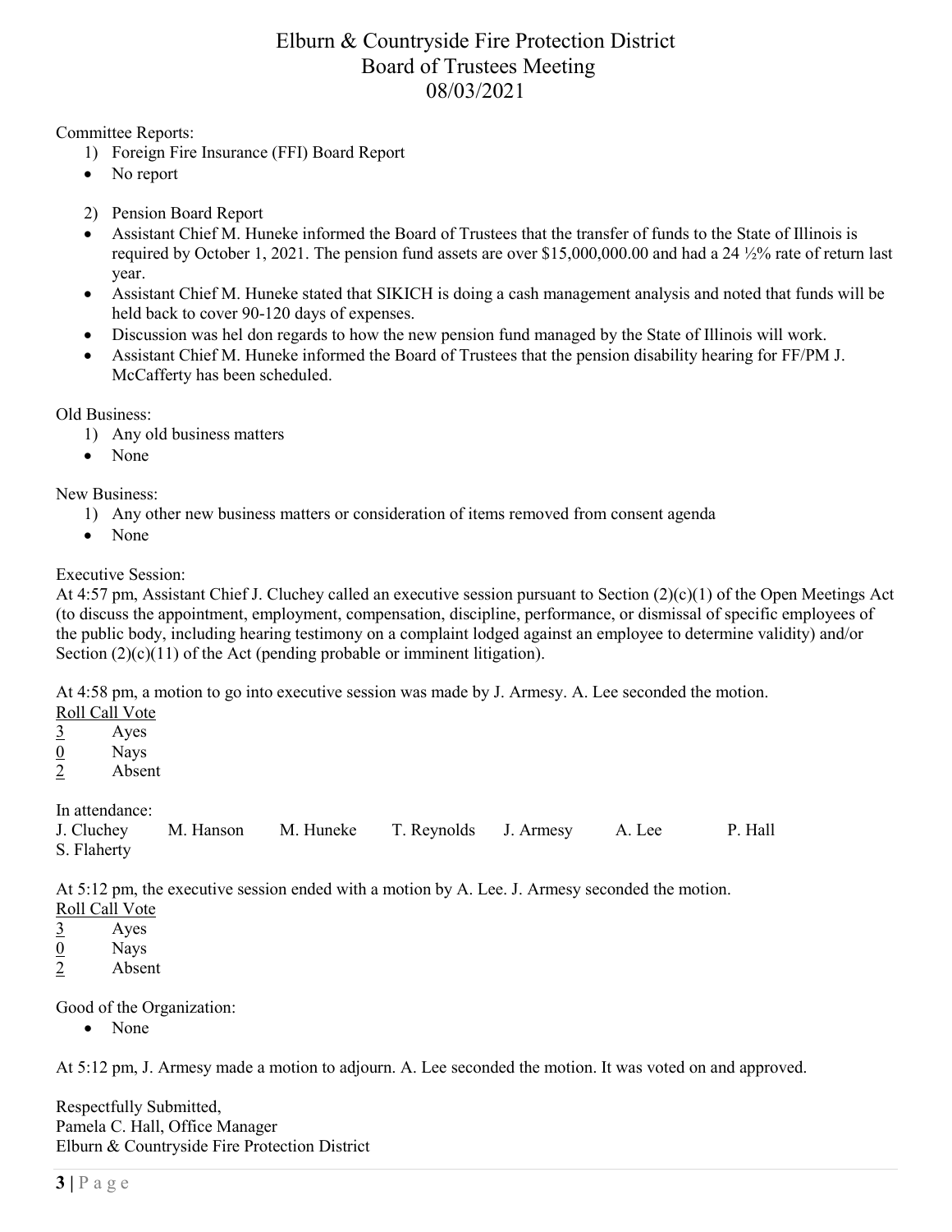# Elburn & Countryside Fire Protection District
## Board of Trustees Meeting
## 08/03/2021

Committee Reports:

1) Foreign Fire Insurance (FFI) Board Report
- No report

2) Pension Board Report
- Assistant Chief M. Huneke informed the Board of Trustees that the transfer of funds to the State of Illinois is required by October 1, 2021. The pension fund assets are over $15,000,000.00 and had a 24 ½% rate of return last year.
- Assistant Chief M. Huneke stated that SIKICH is doing a cash management analysis and noted that funds will be held back to cover 90-120 days of expenses.
- Discussion was hel don regards to how the new pension fund managed by the State of Illinois will work.
- Assistant Chief M. Huneke informed the Board of Trustees that the pension disability hearing for FF/PM J. McCafferty has been scheduled.

Old Business:

1) Any old business matters
- None

New Business:

1) Any other new business matters or consideration of items removed from consent agenda
- None

Executive Session:

At 4:57 pm, Assistant Chief J. Cluchey called an executive session pursuant to Section (2)(c)(1) of the Open Meetings Act (to discuss the appointment, employment, compensation, discipline, performance, or dismissal of specific employees of the public body, including hearing testimony on a complaint lodged against an employee to determine validity) and/or Section (2)(c)(11) of the Act (pending probable or imminent litigation).

At 4:58 pm, a motion to go into executive session was made by J. Armesy. A. Lee seconded the motion.

Roll Call Vote

3 Ayes
0 Nays
2 Absent

In attendance:

J. Cluchey M. Hanson M. Huneke T. Reynolds J. Armesy A. Lee P. Hall S. Flaherty

At 5:12 pm, the executive session ended with a motion by A. Lee. J. Armesy seconded the motion.

Roll Call Vote

3 Ayes
0 Nays
2 Absent

Good of the Organization:
- None

At 5:12 pm, J. Armesy made a motion to adjourn. A. Lee seconded the motion. It was voted on and approved.

Respectfully Submitted,
Pamela C. Hall, Office Manager
Elburn & Countryside Fire Protection District